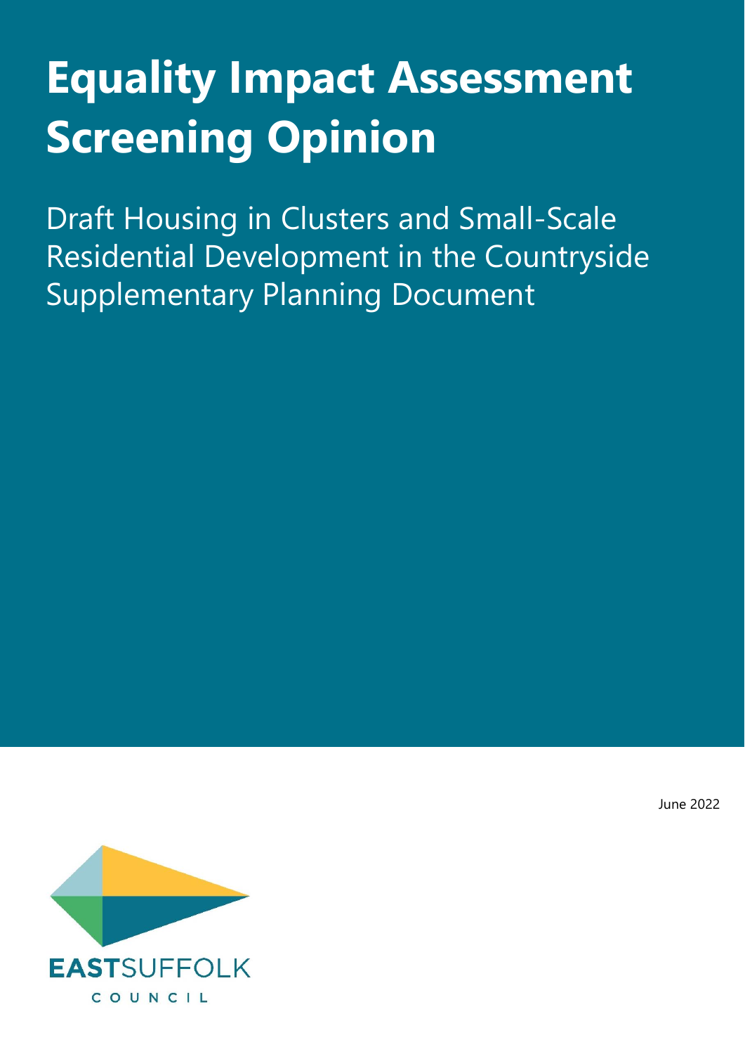# Equality Impact Assessment Screening Opinion

Draft Housing in Clusters and Small-Scale Residential Development in the Countryside Supplementary Planning Document

June 2022

EASTSUFFOLK
COUNCIL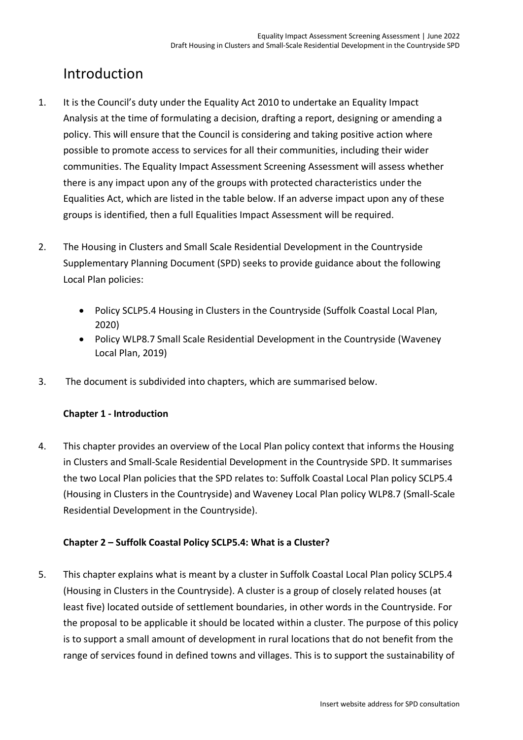# Introduction

1. It is the Council's duty under the Equality Act 2010 to undertake an Equality Impact Analysis at the time of formulating a decision, drafting a report, designing or amending a policy. This will ensure that the Council is considering and taking positive action where possible to promote access to services for all their communities, including their wider communities. The Equality Impact Assessment Screening Assessment will assess whether there is any impact upon any of the groups with protected characteristics under the Equalities Act, which are listed in the table below. If an adverse impact upon any of these groups is identified, then a full Equalities Impact Assessment will be required.

2. The Housing in Clusters and Small Scale Residential Development in the Countryside Supplementary Planning Document (SPD) seeks to provide guidance about the following Local Plan policies:

   - Policy SCLP5.4 Housing in Clusters in the Countryside (Suffolk Coastal Local Plan, 2020)
   - Policy WLP8.7 Small Scale Residential Development in the Countryside (Waveney Local Plan, 2019)

3. The document is subdivided into chapters, which are summarised below.

**Chapter 1 - Introduction**

4. This chapter provides an overview of the Local Plan policy context that informs the Housing in Clusters and Small-Scale Residential Development in the Countryside SPD. It summarises the two Local Plan policies that the SPD relates to: Suffolk Coastal Local Plan policy SCLP5.4 (Housing in Clusters in the Countryside) and Waveney Local Plan policy WLP8.7 (Small-Scale Residential Development in the Countryside).

**Chapter 2 – Suffolk Coastal Policy SCLP5.4: What is a Cluster?**

5. This chapter explains what is meant by a cluster in Suffolk Coastal Local Plan policy SCLP5.4 (Housing in Clusters in the Countryside). A cluster is a group of closely related houses (at least five) located outside of settlement boundaries, in other words in the Countryside. For the proposal to be applicable it should be located within a cluster. The purpose of this policy is to support a small amount of development in rural locations that do not benefit from the range of services found in defined towns and villages. This is to support the sustainability of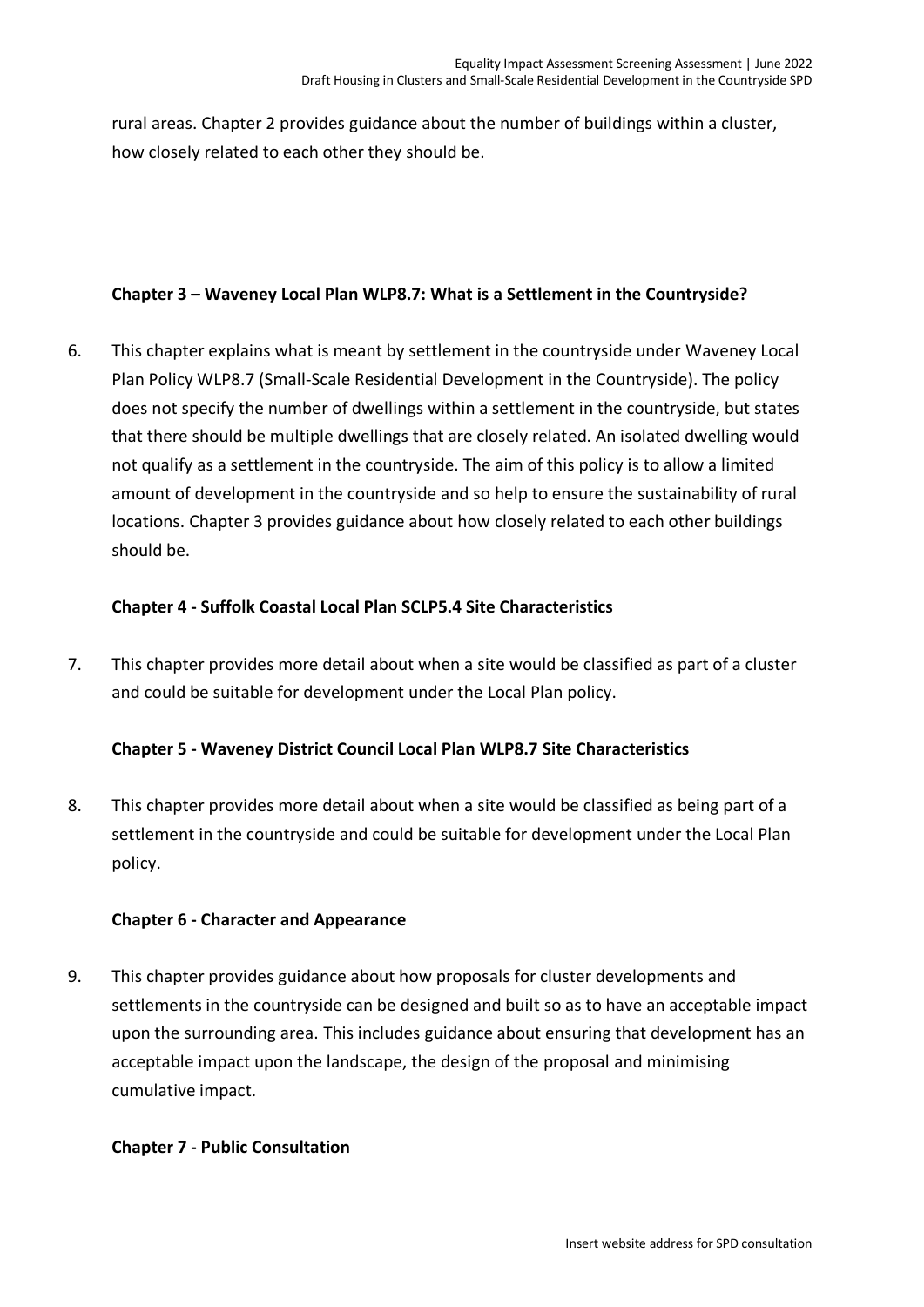rural areas. Chapter 2 provides guidance about the number of buildings within a cluster, how closely related to each other they should be.

**Chapter 3 – Waveney Local Plan WLP8.7: What is a Settlement in the Countryside?**

6. This chapter explains what is meant by settlement in the countryside under Waveney Local Plan Policy WLP8.7 (Small-Scale Residential Development in the Countryside). The policy does not specify the number of dwellings within a settlement in the countryside, but states that there should be multiple dwellings that are closely related. An isolated dwelling would not qualify as a settlement in the countryside. The aim of this policy is to allow a limited amount of development in the countryside and so help to ensure the sustainability of rural locations. Chapter 3 provides guidance about how closely related to each other buildings should be.

**Chapter 4 - Suffolk Coastal Local Plan SCLP5.4 Site Characteristics**

7. This chapter provides more detail about when a site would be classified as part of a cluster and could be suitable for development under the Local Plan policy.

**Chapter 5 - Waveney District Council Local Plan WLP8.7 Site Characteristics**

8. This chapter provides more detail about when a site would be classified as being part of a settlement in the countryside and could be suitable for development under the Local Plan policy.

**Chapter 6 - Character and Appearance**

9. This chapter provides guidance about how proposals for cluster developments and settlements in the countryside can be designed and built so as to have an acceptable impact upon the surrounding area. This includes guidance about ensuring that development has an acceptable impact upon the landscape, the design of the proposal and minimising cumulative impact.

**Chapter 7 - Public Consultation**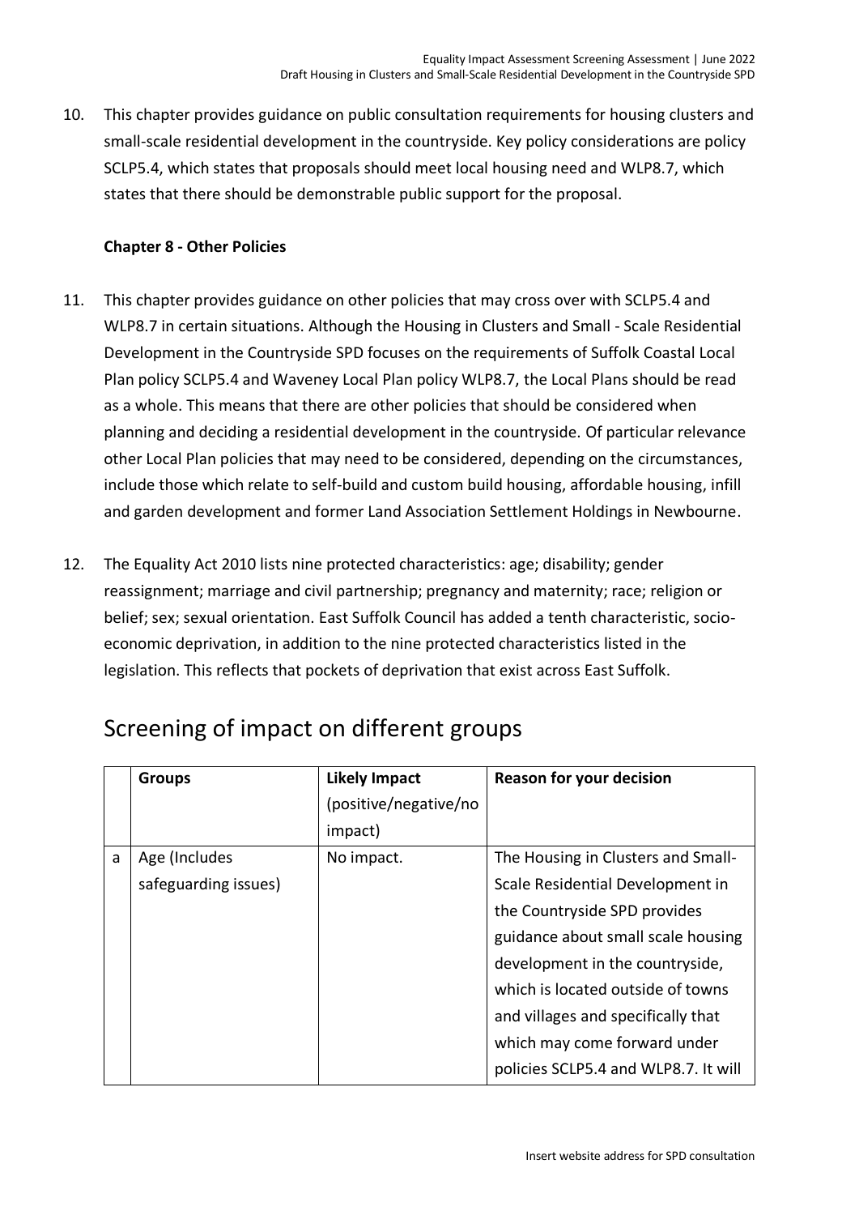10. This chapter provides guidance on public consultation requirements for housing clusters and small-scale residential development in the countryside. Key policy considerations are policy SCLP5.4, which states that proposals should meet local housing need and WLP8.7, which states that there should be demonstrable public support for the proposal.

**Chapter 8 - Other Policies**

11. This chapter provides guidance on other policies that may cross over with SCLP5.4 and WLP8.7 in certain situations. Although the Housing in Clusters and Small - Scale Residential Development in the Countryside SPD focuses on the requirements of Suffolk Coastal Local Plan policy SCLP5.4 and Waveney Local Plan policy WLP8.7, the Local Plans should be read as a whole. This means that there are other policies that should be considered when planning and deciding a residential development in the countryside. Of particular relevance other Local Plan policies that may need to be considered, depending on the circumstances, include those which relate to self-build and custom build housing, affordable housing, infill and garden development and former Land Association Settlement Holdings in Newbourne.

12. The Equality Act 2010 lists nine protected characteristics: age; disability; gender reassignment; marriage and civil partnership; pregnancy and maternity; race; religion or belief; sex; sexual orientation. East Suffolk Council has added a tenth characteristic, socio-economic deprivation, in addition to the nine protected characteristics listed in the legislation. This reflects that pockets of deprivation that exist across East Suffolk.

## Screening of impact on different groups

| | Groups | Likely Impact (positive/negative/no impact) | Reason for your decision |
|---|---|---|---|
| a | Age (Includes safeguarding issues) | No impact. | The Housing in Clusters and Small-Scale Residential Development in the Countryside SPD provides guidance about small scale housing development in the countryside, which is located outside of towns and villages and specifically that which may come forward under policies SCLP5.4 and WLP8.7. It will |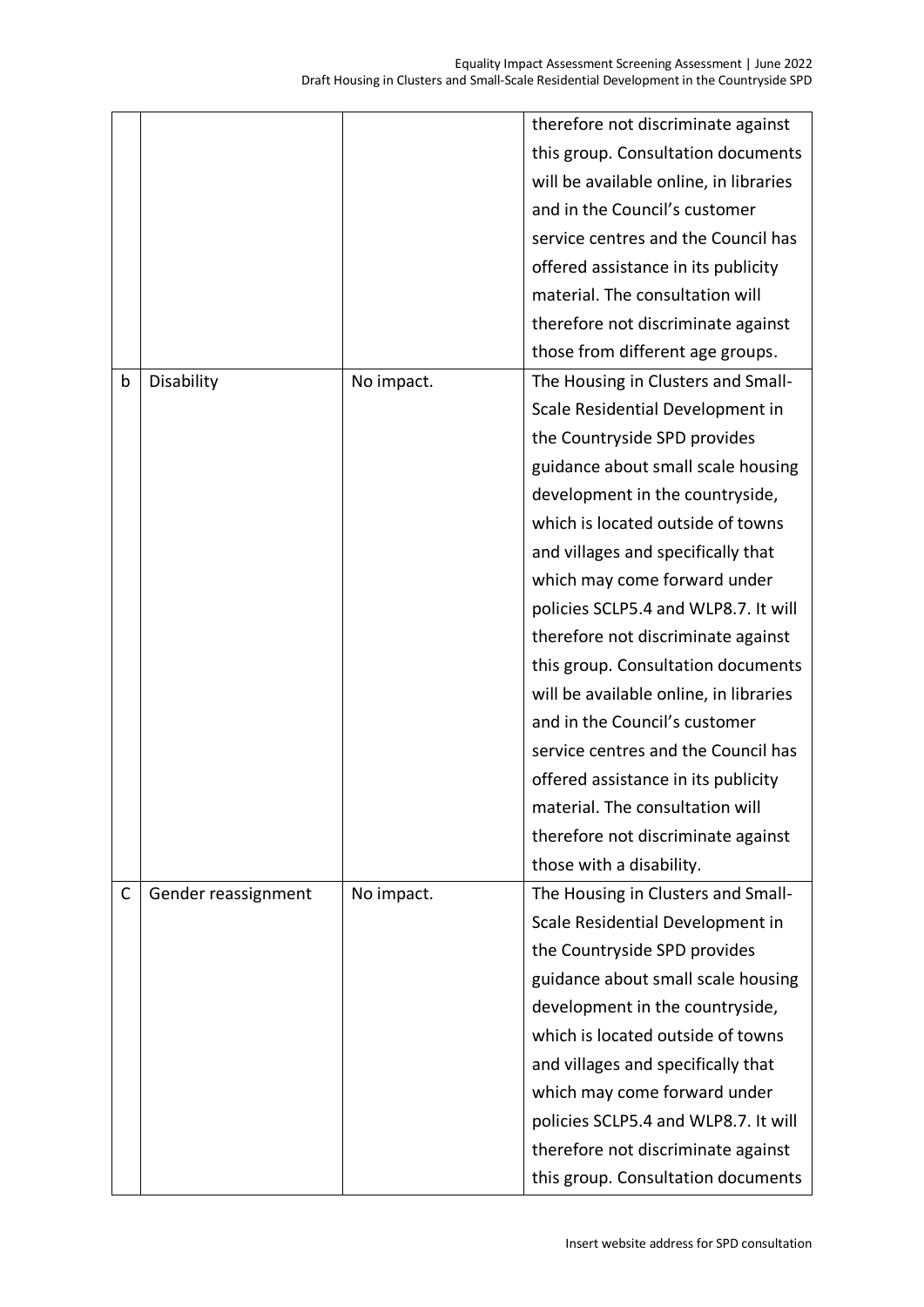| | | | |
|---|---|---|---|
| | | | therefore not discriminate against this group. Consultation documents will be available online, in libraries and in the Council's customer service centres and the Council has offered assistance in its publicity material. The consultation will therefore not discriminate against those from different age groups. |
| b | Disability | No impact. | The Housing in Clusters and Small-Scale Residential Development in the Countryside SPD provides guidance about small scale housing development in the countryside, which is located outside of towns and villages and specifically that which may come forward under policies SCLP5.4 and WLP8.7. It will therefore not discriminate against this group. Consultation documents will be available online, in libraries and in the Council's customer service centres and the Council has offered assistance in its publicity material. The consultation will therefore not discriminate against those with a disability. |
| C | Gender reassignment | No impact. | The Housing in Clusters and Small-Scale Residential Development in the Countryside SPD provides guidance about small scale housing development in the countryside, which is located outside of towns and villages and specifically that which may come forward under policies SCLP5.4 and WLP8.7. It will therefore not discriminate against this group. Consultation documents |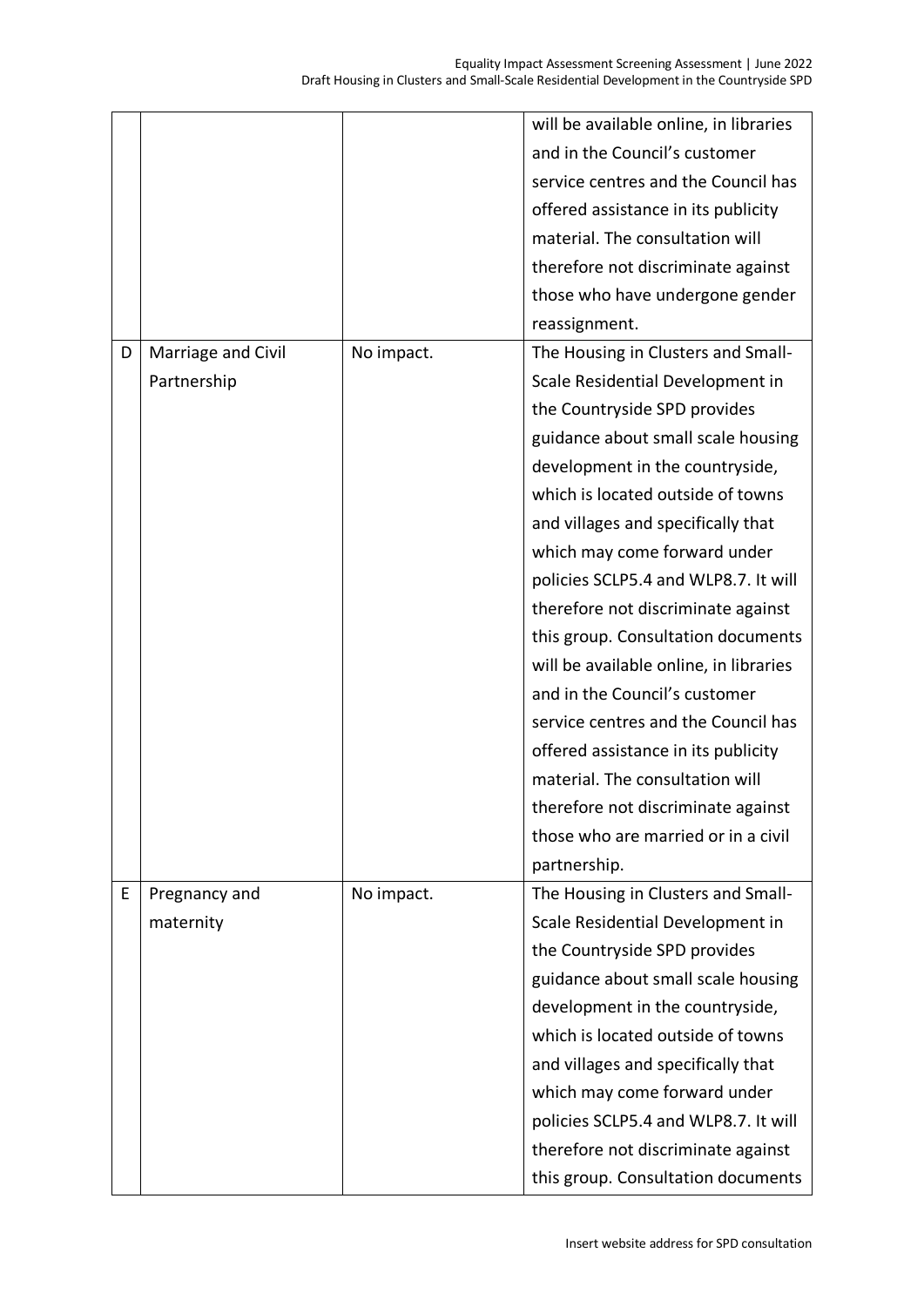|   |   |   |   |
|---|---|---|---|
|   |   |   | will be available online, in libraries and in the Council's customer service centres and the Council has offered assistance in its publicity material. The consultation will therefore not discriminate against those who have undergone gender reassignment. |
| D | Marriage and Civil Partnership | No impact. | The Housing in Clusters and Small-Scale Residential Development in the Countryside SPD provides guidance about small scale housing development in the countryside, which is located outside of towns and villages and specifically that which may come forward under policies SCLP5.4 and WLP8.7. It will therefore not discriminate against this group. Consultation documents will be available online, in libraries and in the Council's customer service centres and the Council has offered assistance in its publicity material. The consultation will therefore not discriminate against those who are married or in a civil partnership. |
| E | Pregnancy and maternity | No impact. | The Housing in Clusters and Small-Scale Residential Development in the Countryside SPD provides guidance about small scale housing development in the countryside, which is located outside of towns and villages and specifically that which may come forward under policies SCLP5.4 and WLP8.7. It will therefore not discriminate against this group. Consultation documents |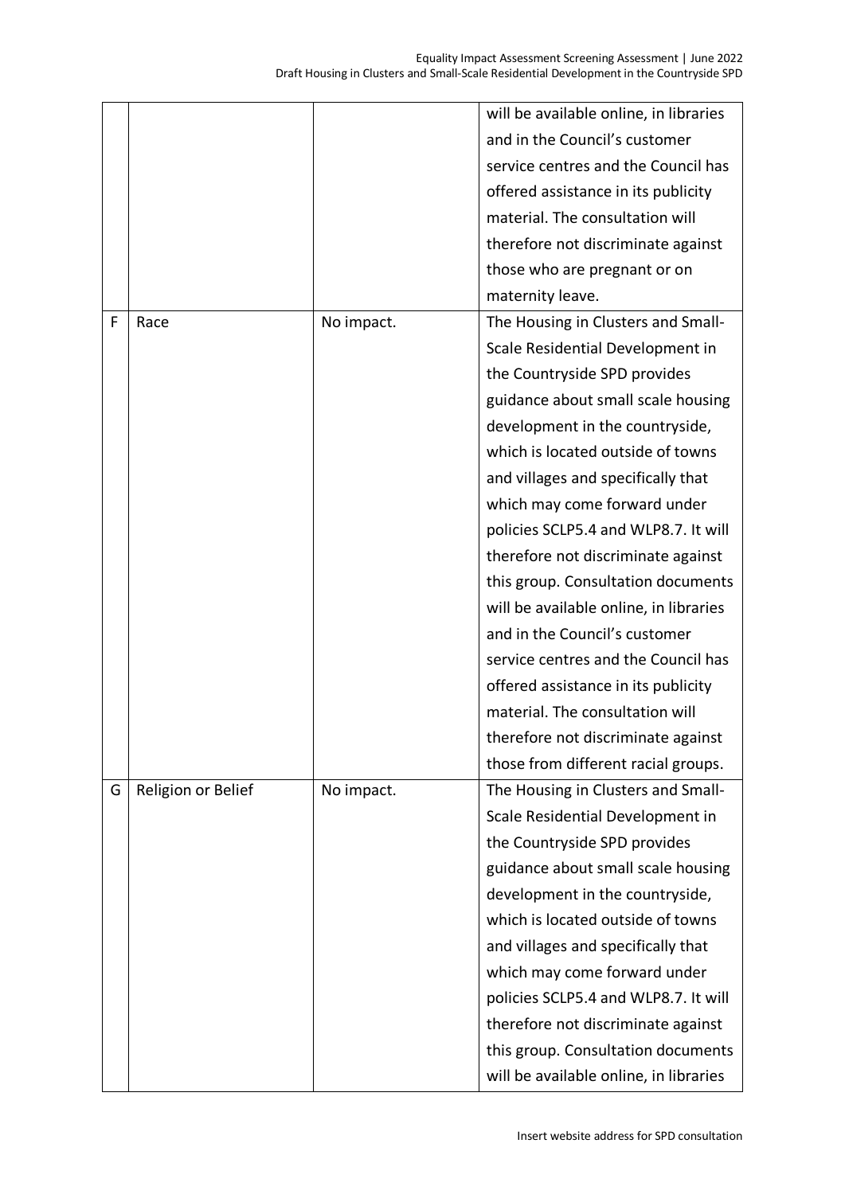| | | | |
|---|---|---|---|
| | | | will be available online, in libraries and in the Council's customer service centres and the Council has offered assistance in its publicity material. The consultation will therefore not discriminate against those who are pregnant or on maternity leave. |
| F | Race | No impact. | The Housing in Clusters and Small-Scale Residential Development in the Countryside SPD provides guidance about small scale housing development in the countryside, which is located outside of towns and villages and specifically that which may come forward under policies SCLP5.4 and WLP8.7. It will therefore not discriminate against this group. Consultation documents will be available online, in libraries and in the Council's customer service centres and the Council has offered assistance in its publicity material. The consultation will therefore not discriminate against those from different racial groups. |
| G | Religion or Belief | No impact. | The Housing in Clusters and Small-Scale Residential Development in the Countryside SPD provides guidance about small scale housing development in the countryside, which is located outside of towns and villages and specifically that which may come forward under policies SCLP5.4 and WLP8.7. It will therefore not discriminate against this group. Consultation documents will be available online, in libraries |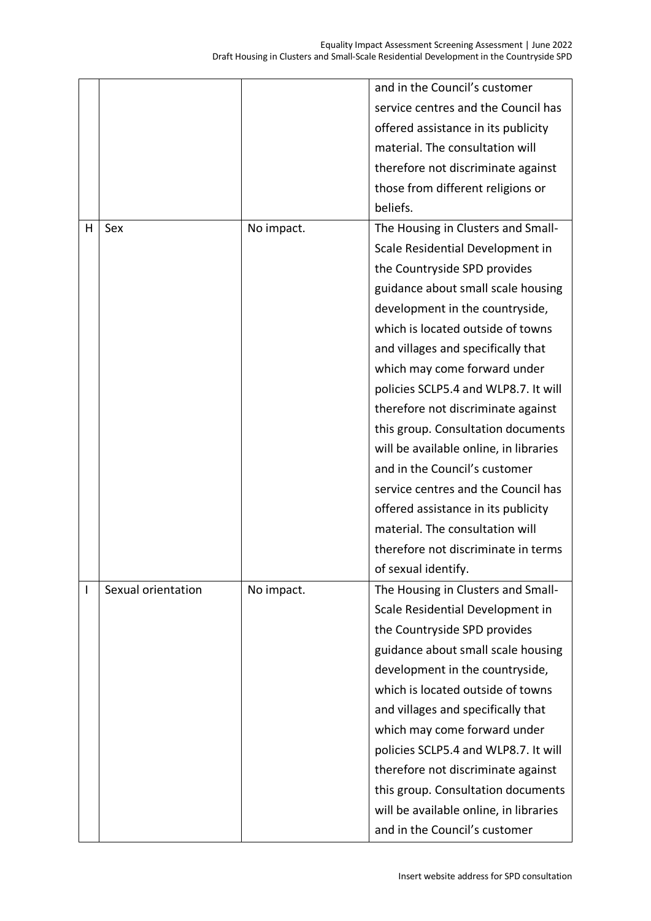| | | | |
|---|---|---|---|
| | | | and in the Council's customer service centres and the Council has offered assistance in its publicity material. The consultation will therefore not discriminate against those from different religions or beliefs. |
| H | Sex | No impact. | The Housing in Clusters and Small-Scale Residential Development in the Countryside SPD provides guidance about small scale housing development in the countryside, which is located outside of towns and villages and specifically that which may come forward under policies SCLP5.4 and WLP8.7. It will therefore not discriminate against this group. Consultation documents will be available online, in libraries and in the Council's customer service centres and the Council has offered assistance in its publicity material. The consultation will therefore not discriminate in terms of sexual identify. |
| I | Sexual orientation | No impact. | The Housing in Clusters and Small-Scale Residential Development in the Countryside SPD provides guidance about small scale housing development in the countryside, which is located outside of towns and villages and specifically that which may come forward under policies SCLP5.4 and WLP8.7. It will therefore not discriminate against this group. Consultation documents will be available online, in libraries and in the Council's customer |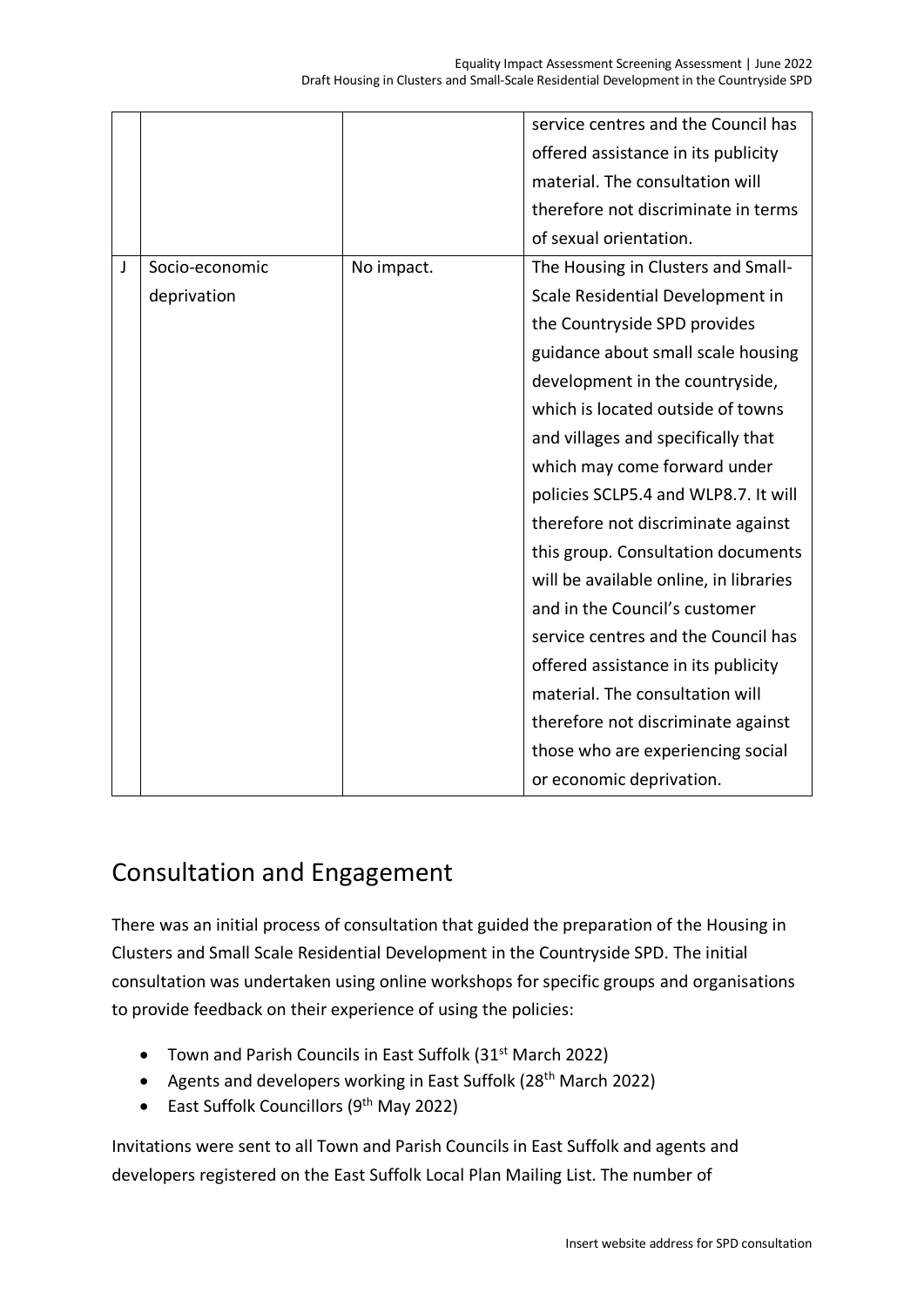|   |   |   | service centres and the Council has offered assistance in its publicity material. The consultation will therefore not discriminate in terms of sexual orientation. |
|---|---|---|---|
| J | Socio-economic deprivation | No impact. | The Housing in Clusters and Small-Scale Residential Development in the Countryside SPD provides guidance about small scale housing development in the countryside, which is located outside of towns and villages and specifically that which may come forward under policies SCLP5.4 and WLP8.7. It will therefore not discriminate against this group. Consultation documents will be available online, in libraries and in the Council's customer service centres and the Council has offered assistance in its publicity material. The consultation will therefore not discriminate against those who are experiencing social or economic deprivation. |

## Consultation and Engagement

There was an initial process of consultation that guided the preparation of the Housing in Clusters and Small Scale Residential Development in the Countryside SPD. The initial consultation was undertaken using online workshops for specific groups and organisations to provide feedback on their experience of using the policies:

- Town and Parish Councils in East Suffolk (31st March 2022)
- Agents and developers working in East Suffolk (28th March 2022)
- East Suffolk Councillors (9th May 2022)

Invitations were sent to all Town and Parish Councils in East Suffolk and agents and developers registered on the East Suffolk Local Plan Mailing List. The number of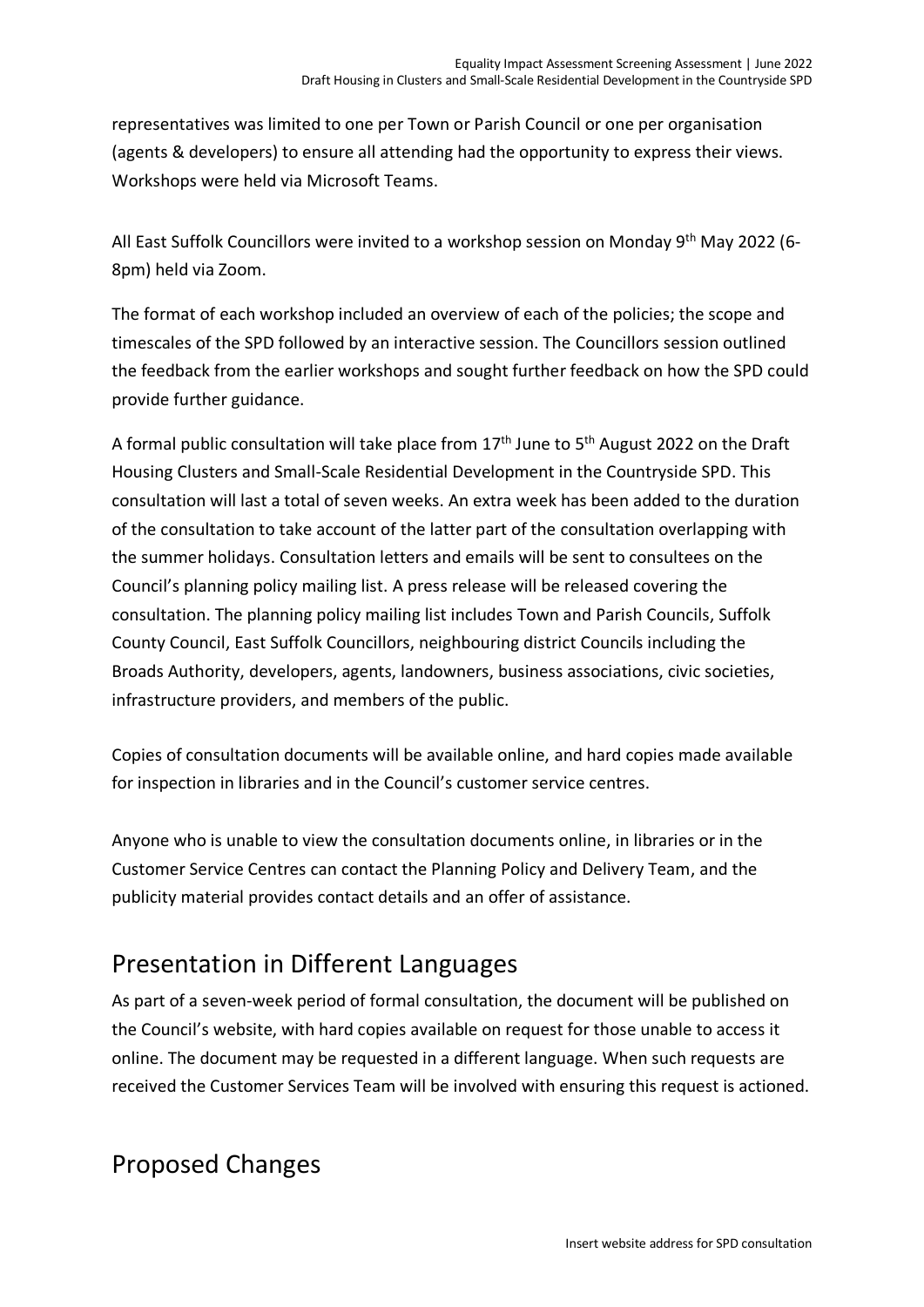representatives was limited to one per Town or Parish Council or one per organisation (agents & developers) to ensure all attending had the opportunity to express their views. Workshops were held via Microsoft Teams.

All East Suffolk Councillors were invited to a workshop session on Monday 9th May 2022 (6-8pm) held via Zoom.

The format of each workshop included an overview of each of the policies; the scope and timescales of the SPD followed by an interactive session. The Councillors session outlined the feedback from the earlier workshops and sought further feedback on how the SPD could provide further guidance.

A formal public consultation will take place from 17th June to 5th August 2022 on the Draft Housing Clusters and Small-Scale Residential Development in the Countryside SPD. This consultation will last a total of seven weeks. An extra week has been added to the duration of the consultation to take account of the latter part of the consultation overlapping with the summer holidays. Consultation letters and emails will be sent to consultees on the Council's planning policy mailing list. A press release will be released covering the consultation. The planning policy mailing list includes Town and Parish Councils, Suffolk County Council, East Suffolk Councillors, neighbouring district Councils including the Broads Authority, developers, agents, landowners, business associations, civic societies, infrastructure providers, and members of the public.

Copies of consultation documents will be available online, and hard copies made available for inspection in libraries and in the Council's customer service centres.

Anyone who is unable to view the consultation documents online, in libraries or in the Customer Service Centres can contact the Planning Policy and Delivery Team, and the publicity material provides contact details and an offer of assistance.

## Presentation in Different Languages

As part of a seven-week period of formal consultation, the document will be published on the Council's website, with hard copies available on request for those unable to access it online. The document may be requested in a different language. When such requests are received the Customer Services Team will be involved with ensuring this request is actioned.

## Proposed Changes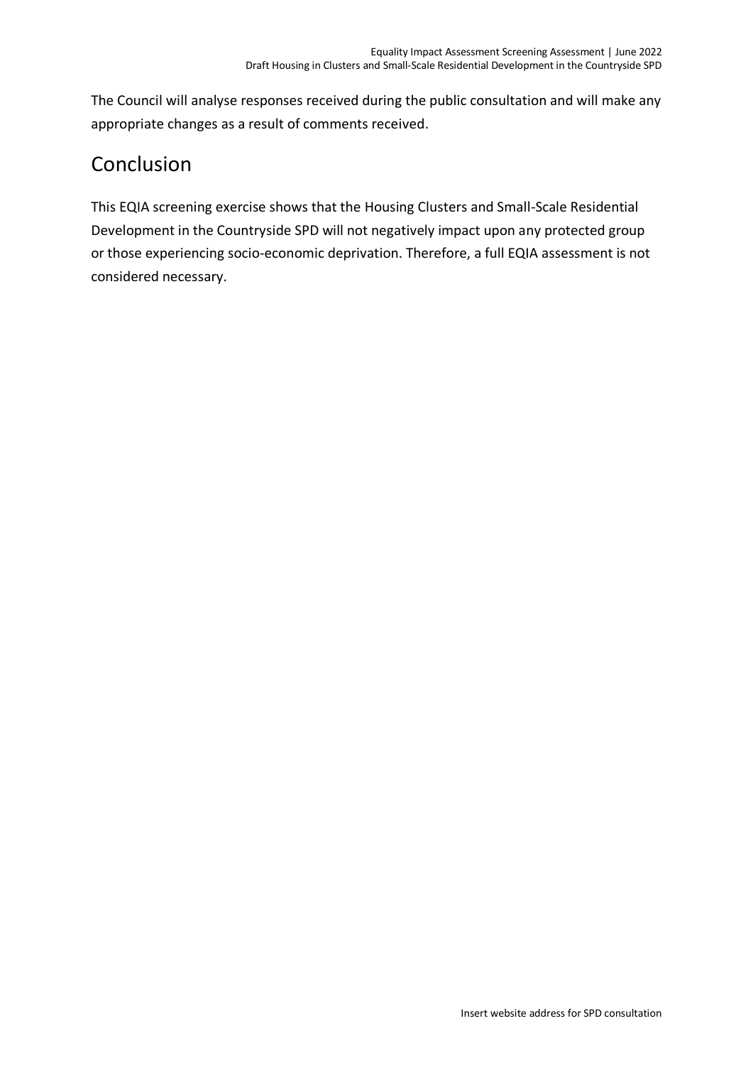The Council will analyse responses received during the public consultation and will make any appropriate changes as a result of comments received.

## Conclusion

This EQIA screening exercise shows that the Housing Clusters and Small-Scale Residential Development in the Countryside SPD will not negatively impact upon any protected group or those experiencing socio-economic deprivation. Therefore, a full EQIA assessment is not considered necessary.